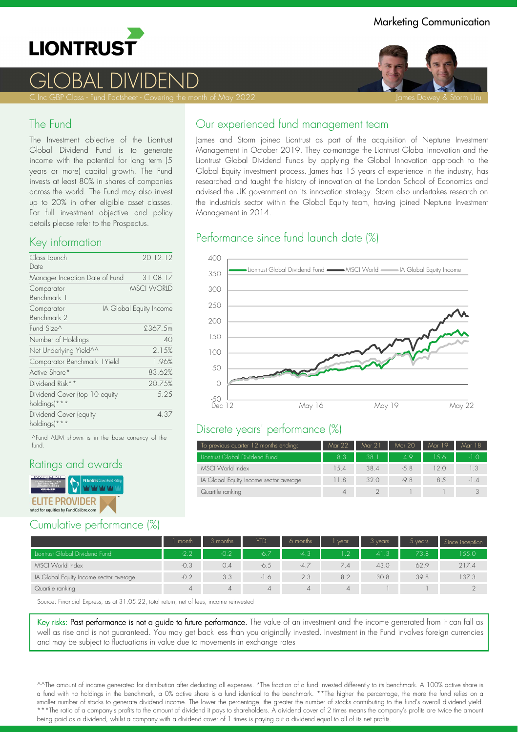Marketing Communication

# LIONTRUST

# GLOBAL DIVIDEND

C Inc GBP Class - Fund Factsheet - Covering the month of May 2022

James Dowey & Storm Uru

## The Fund

The Investment objective of the Liontrust Global Dividend Fund is to generate income with the potential for long term (5 years or more) capital growth. The Fund invests at least 80% in shares of companies across the world. The Fund may also invest up to 20% in other eligible asset classes. For full investment objective and policy details please refer to the Prospectus.

## Key information

| | |
|---|---|
| Class Launch Date | 20.12.12 |
| Manager Inception Date of Fund | 31.08.17 |
| Comparator Benchmark 1 | MSCI WORLD |
| Comparator Benchmark 2 | IA Global Equity Income |
| Fund Size^ | £367.5m |
| Number of Holdings | 40 |
| Net Underlying Yield^^ | 2.15% |
| Comparator Benchmark 1Yield | 1.96% |
| Active Share* | 83.62% |
| Dividend Risk** | 20.75% |
| Dividend Cover (top 10 equity holdings)*** | 5.25 |
| Dividend Cover (equity holdings)*** | 4.37 |

^Fund AUM shown is in the base currency of the fund.

## Ratings and awards

ELITE PROVIDER rated for equities by FundCalibre.com

## Our experienced fund management team

James and Storm joined Liontrust as part of the acquisition of Neptune Investment Management in October 2019. They co-manage the Liontrust Global Innovation and the Liontrust Global Dividend Funds by applying the Global Innovation approach to the Global Equity investment process. James has 15 years of experience in the industry, has researched and taught the history of innovation at the London School of Economics and advised the UK government on its innovation strategy. Storm also undertakes research on the industrials sector within the Global Equity team, having joined Neptune Investment Management in 2014.

## Performance since fund launch date (%)

Liontrust Global Dividend Fund — MSCI World — IA Global Equity Income

## Discrete years' performance (%)

| To previous quarter 12 months ending: | Mar 22 | Mar 21 | Mar 20 | Mar 19 | Mar 18 |
|---|---|---|---|---|---|
| Liontrust Global Dividend Fund | 8.3 | 38.1 | 4.9 | 15.6 | -1.0 |
| MSCI World Index | 15.4 | 38.4 | -5.8 | 12.0 | 1.3 |
| IA Global Equity Income sector average | 11.8 | 32.0 | -9.8 | 8.5 | -1.4 |
| Quartile ranking | 4 | 2 | 1 | 1 | 3 |

## Cumulative performance (%)

| | 1 month | 3 months | YTD | 6 months | 1 year | 3 years | 5 years | Since inception |
|---|---|---|---|---|---|---|---|---|
| Liontrust Global Dividend Fund | -2.2 | -0.2 | -6.7 | -4.3 | 1.2 | 41.3 | 73.8 | 155.0 |
| MSCI World Index | -0.3 | 0.4 | -6.5 | -4.7 | 7.4 | 43.0 | 62.9 | 217.4 |
| IA Global Equity Income sector average | -0.2 | 3.3 | -1.6 | 2.3 | 8.2 | 30.8 | 39.8 | 137.3 |
| Quartile ranking | 4 | 4 | 4 | 4 | 4 | 1 | 1 | 2 |

Source: Financial Express, as at 31.05.22, total return, net of fees, income reinvested

Key risks: Past performance is not a guide to future performance. The value of an investment and the income generated from it can fall as well as rise and is not guaranteed. You may get back less than you originally invested. Investment in the Fund involves foreign currencies and may be subject to fluctuations in value due to movements in exchange rates

^^The amount of income generated for distribution after deducting all expenses. *The fraction of a fund invested differently to its benchmark. A 100% active share is a fund with no holdings in the benchmark, a 0% active share is a fund identical to the benchmark. **The higher the percentage, the more the fund relies on a smaller number of stocks to generate dividend income. The lower the percentage, the greater the number of stocks contributing to the fund's overall dividend yield. ***The ratio of a company's profits to the amount of dividend it pays to shareholders. A dividend cover of 2 times means the company's profits are twice the amount being paid as a dividend, whilst a company with a dividend cover of 1 times is paying out a dividend equal to all of its net profits.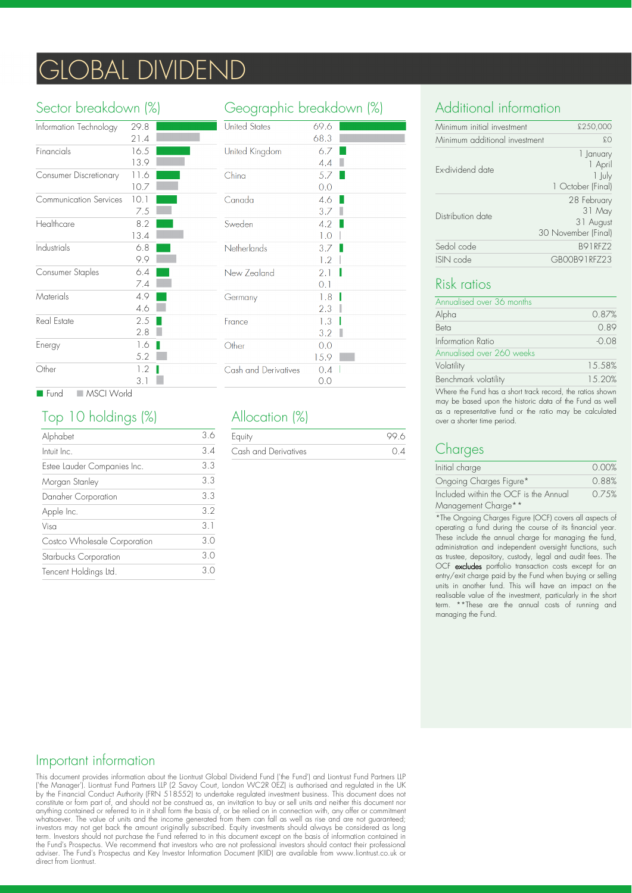# GLOBAL DIVIDEND

## Sector breakdown (%)

| | Fund | MSCI World |
|---|---|---|
| Information Technology | 29.8 | 21.4 |
| Financials | 16.5 | 13.9 |
| Consumer Discretionary | 11.6 | 10.7 |
| Communication Services | 10.1 | 7.5 |
| Healthcare | 8.2 | 13.4 |
| Industrials | 6.8 | 9.9 |
| Consumer Staples | 6.4 | 7.4 |
| Materials | 4.9 | 4.6 |
| Real Estate | 2.5 | 2.8 |
| Energy | 1.6 | 5.2 |
| Other | 1.2 | 3.1 |

Fund  MSCI World

## Geographic breakdown (%)

| | Fund | MSCI World |
|---|---|---|
| United States | 69.6 | 68.3 |
| United Kingdom | 6.7 | 4.4 |
| China | 5.7 | 0.0 |
| Canada | 4.6 | 3.7 |
| Sweden | 4.2 | 1.0 |
| Netherlands | 3.7 | 1.2 |
| New Zealand | 2.1 | 0.1 |
| Germany | 1.8 | 2.3 |
| France | 1.3 | 3.2 |
| Other | 0.0 | 15.9 |
| Cash and Derivatives | 0.4 | 0.0 |

## Top 10 holdings (%)

| | |
|---|---|
| Alphabet | 3.6 |
| Intuit Inc. | 3.4 |
| Estee Lauder Companies Inc. | 3.3 |
| Morgan Stanley | 3.3 |
| Danaher Corporation | 3.3 |
| Apple Inc. | 3.2 |
| Visa | 3.1 |
| Costco Wholesale Corporation | 3.0 |
| Starbucks Corporation | 3.0 |
| Tencent Holdings Ltd. | 3.0 |

## Allocation (%)

| | |
|---|---|
| Equity | 99.6 |
| Cash and Derivatives | 0.4 |

## Additional information

| | |
|---|---|
| Minimum initial investment | £250,000 |
| Minimum additional investment | £0 |
| Ex-dividend date | 1 January<br>1 April<br>1 July<br>1 October (Final) |
| Distribution date | 28 February<br>31 May<br>31 August<br>30 November (Final) |
| Sedol code | B91RFZ2 |
| ISIN code | GB00B91RFZ23 |

## Risk ratios

| | |
|---|---|
| **Annualised over 36 months** | |
| Alpha | 0.87% |
| Beta | 0.89 |
| Information Ratio | -0.08 |
| **Annualised over 260 weeks** | |
| Volatility | 15.58% |
| Benchmark volatility | 15.20% |

Where the Fund has a short track record, the ratios shown may be based upon the historic data of the Fund as well as a representative fund or the ratio may be calculated over a shorter time period.

## Charges

| | |
|---|---|
| Initial charge | 0.00% |
| Ongoing Charges Figure* | 0.88% |
| Included within the OCF is the Annual Management Charge** | 0.75% |

*The Ongoing Charges Figure (OCF) covers all aspects of operating a fund during the course of its financial year. These include the annual charge for managing the fund, administration and independent oversight functions, such as trustee, depository, custody, legal and audit fees. The OCF **excludes** portfolio transaction costs except for an entry/exit charge paid by the Fund when buying or selling units in another fund. This will have an impact on the realisable value of the investment, particularly in the short term. **These are the annual costs of running and managing the Fund.

## Important information

This document provides information about the Liontrust Global Dividend Fund ('the Fund') and Liontrust Fund Partners LLP ('the Manager'). Liontrust Fund Partners LLP (2 Savoy Court, London WC2R 0EZ) is authorised and regulated in the UK by the Financial Conduct Authority (FRN 518552) to undertake regulated investment business. This document does not constitute or form part of, and should not be construed as, an invitation to buy or sell units and neither this document nor anything contained or referred to in it shall form the basis of, or be relied on in connection with, any offer or commitment whatsoever. The value of units and the income generated from them can fall as well as rise and are not guaranteed; investors may not get back the amount originally subscribed. Equity investments should always be considered as long term. Investors should not purchase the Fund referred to in this document except on the basis of information contained in the Fund's Prospectus. We recommend that investors who are not professional investors should contact their professional adviser. The Fund's Prospectus and Key Investor Information Document (KIID) are available from www.liontrust.co.uk or direct from Liontrust.